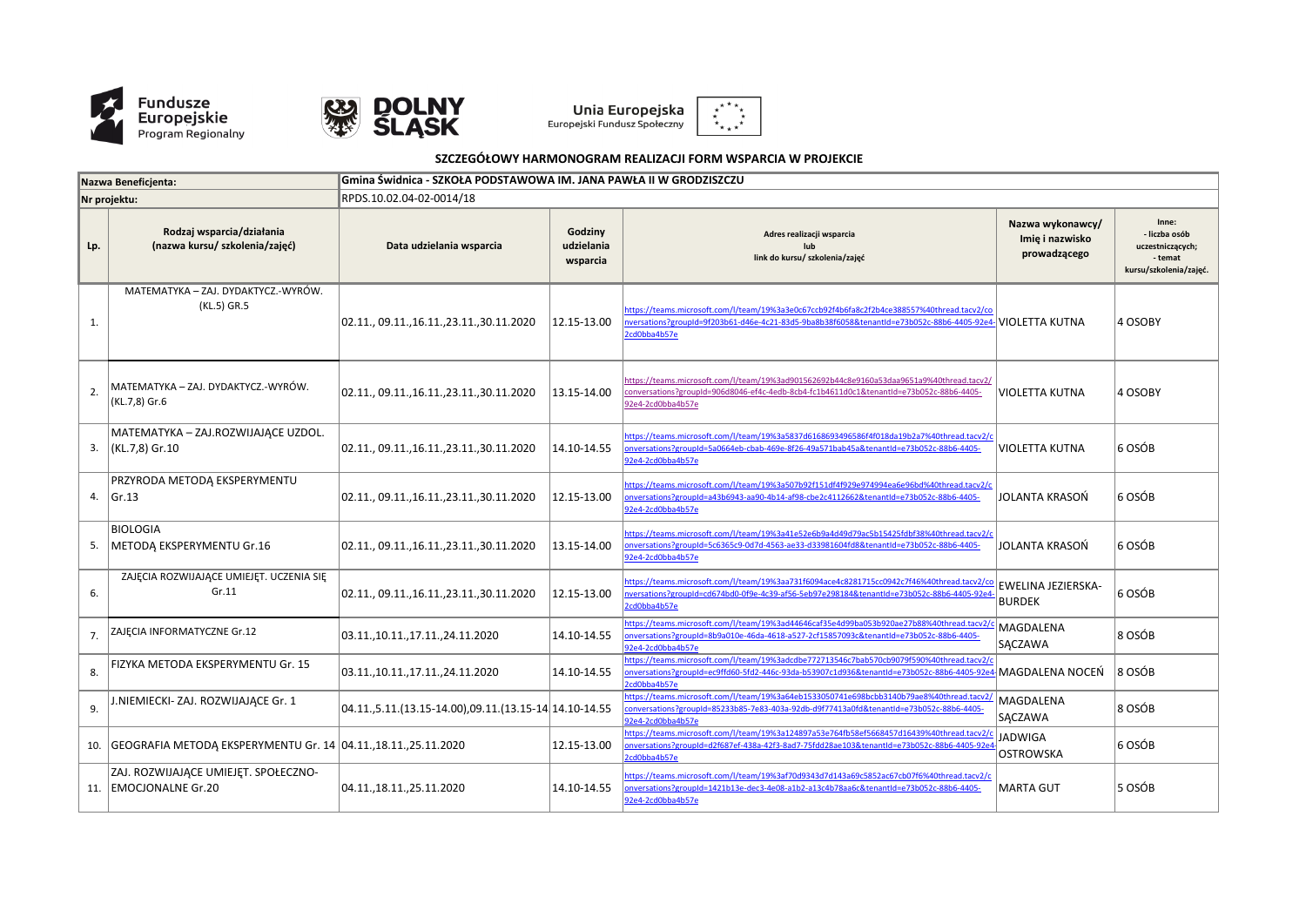Fundusze Europejskie Program Regionalny | DOLNY ŚLĄSK | Unia Europejska Europejski Fundusz Społeczny

## SZCZEGÓŁOWY HARMONOGRAM REALIZACJI FORM WSPARCIA W PROJEKCIE

| Nazwa Beneficjenta: | | Gmina Świdnica - SZKOŁA PODSTAWOWA IM. JANA PAWŁA II W GRODZISZCZU | | | | |
|---|---|---|---|---|---|---|
| Nr projektu: | | RPDS.10.02.04-02-0014/18 | | | | |
| Lp. | Rodzaj wsparcia/działania (nazwa kursu/ szkolenia/zajęć) | Data udzielania wsparcia | Godziny udzielania wsparcia | Adres realizacji wsparcia lub link do kursu/ szkolenia/zajęć | Nazwa wykonawcy/ Imię i nazwisko prowadzącego | Inne: - liczba osób uczestniczących; - temat kursu/szkolenia/zajęć. |
| 1. | MATEMATYKA – ZAJ. DYDAKTYCZ.-WYRÓW. (KL.5) GR.5 | 02.11., 09.11.,16.11.,23.11.,30.11.2020 | 12.15-13.00 | https://teams.microsoft.com/l/team/19%3a3e0c67ccb92f4b6fa8c2f2b4ce388557%40thread.tacv2/conversations?groupId=9f203b61-d46e-4c21-83d5-9ba8b38f6058&tenantId=e73b052c-88b6-4405-92e4-2cd0bba4b57e | VIOLETTA KUTNA | 4 OSOBY |
| 2. | MATEMATYKA – ZAJ. DYDAKTYCZ.-WYRÓW. (KL.7,8) Gr.6 | 02.11., 09.11.,16.11.,23.11.,30.11.2020 | 13.15-14.00 | https://teams.microsoft.com/l/team/19%3ad901562692b44c8e9160a53daa9651a9%40thread.tacv2/conversations?groupId=906d8046-ef4c-4edb-8cb4-fc1b4611d0c1&tenantId=e73b052c-88b6-4405-92e4-2cd0bba4b57e | VIOLETTA KUTNA | 4 OSOBY |
| 3. | MATEMATYKA – ZAJ.ROZWIJAJĄCE UZDOL. (KL.7,8) Gr.10 | 02.11., 09.11.,16.11.,23.11.,30.11.2020 | 14.10-14.55 | https://teams.microsoft.com/l/team/19%3a5837d6168693496586f4f018da19b2a7%40thread.tacv2/conversations?groupId=5a0664eb-cbab-469e-8f26-49a571bab45a&tenantId=e73b052c-88b6-4405-92e4-2cd0bba4b57e | VIOLETTA KUTNA | 6 OSÓB |
| 4. | PRZYRODA METODĄ EKSPERYMENTU Gr.13 | 02.11., 09.11.,16.11.,23.11.,30.11.2020 | 12.15-13.00 | https://teams.microsoft.com/l/team/19%3a507b92f151df4f929e974994ea6e96bd%40thread.tacv2/conversations?groupId=a43b6943-aa90-4b14-af98-cbe2c4112662&tenantId=e73b052c-88b6-4405-92e4-2cd0bba4b57e | JOLANTA KRASOŃ | 6 OSÓB |
| 5. | BIOLOGIA METODĄ EKSPERYMENTU Gr.16 | 02.11., 09.11.,16.11.,23.11.,30.11.2020 | 13.15-14.00 | https://teams.microsoft.com/l/team/19%3a41e52e6b9a4d49d79ac5b15425fdbf38%40thread.tacv2/conversations?groupId=5c6365c9-0d7d-4563-ae33-d33981604fd8&tenantId=e73b052c-88b6-4405-92e4-2cd0bba4b57e | JOLANTA KRASOŃ | 6 OSÓB |
| 6. | ZAJĘCIA ROZWIJAJĄCE UMIEJĘT. UCZENIA SIĘ Gr.11 | 02.11., 09.11.,16.11.,23.11.,30.11.2020 | 12.15-13.00 | https://teams.microsoft.com/l/team/19%3aa731f6094ace4c8281715cc0942c7f46%40thread.tacv2/conversations?groupId=cd674bd0-0f9e-4c39-af56-5eb97e298184&tenantId=e73b052c-88b6-4405-92e4-2cd0bba4b57e | EWELINA JEZIERSKA-BURDEK | 6 OSÓB |
| 7. | ZAJĘCIA INFORMATYCZNE Gr.12 | 03.11.,10.11.,17.11.,24.11.2020 | 14.10-14.55 | https://teams.microsoft.com/l/team/19%3ad44646caf35e4d99ba053b920ae27b88%40thread.tacv2/conversations?groupId=8b9a010e-46da-4618-a527-2cf15857093c&tenantId=e73b052c-88b6-4405-92e4-2cd0bba4b57e | MAGDALENA SĄCZAWA | 8 OSÓB |
| 8. | FIZYKA METODA EKSPERYMENTU Gr. 15 | 03.11.,10.11.,17.11.,24.11.2020 | 14.10-14.55 | https://teams.microsoft.com/l/team/19%3adcdbe772713546c7bab570cb9079f590%40thread.tacv2/conversations?groupId=ec9ffd60-5fd2-446c-93da-b53907c1d936&tenantId=e73b052c-88b6-4405-92e4-2cd0bba4b57e | MAGDALENA NOCEŃ | 8 OSÓB |
| 9. | J.NIEMIECKI- ZAJ. ROZWIJAJĄCE Gr. 1 | 04.11.,5.11.(13.15-14.00),09.11.(13.15-14 | 14.10-14.55 | https://teams.microsoft.com/l/team/19%3a64eb1533050741e698bcbb3140b79ae8%40thread.tacv2/conversations?groupId=85233b85-7e83-403a-92db-d9f77413a0fd&tenantId=e73b052c-88b6-4405-92e4-2cd0bba4b57e | MAGDALENA SĄCZAWA | 8 OSÓB |
| 10. | GEOGRAFIA METODĄ EKSPERYMENTU Gr. 14 | 04.11.,18.11.,25.11.2020 | 12.15-13.00 | https://teams.microsoft.com/l/team/19%3a124897a53e764fb58ef5668457d16439%40thread.tacv2/conversations?groupId=d2f687ef-438a-42f3-8ad7-75fdd28ae103&tenantId=e73b052c-88b6-4405-92e4-2cd0bba4b57e | JADWIGA OSTROWSKA | 6 OSÓB |
| 11. | ZAJ. ROZWIJAJĄCE UMIEJĘT. SPOŁECZNO-EMOCJONALNE Gr.20 | 04.11.,18.11.,25.11.2020 | 14.10-14.55 | https://teams.microsoft.com/l/team/19%3af70d9343d7d143a69c5852ac67cb07f6%40thread.tacv2/conversations?groupId=1421b13e-dec3-4e08-a1b2-a13c4b78aa6c&tenantId=e73b052c-88b6-4405-92e4-2cd0bba4b57e | MARTA GUT | 5 OSÓB |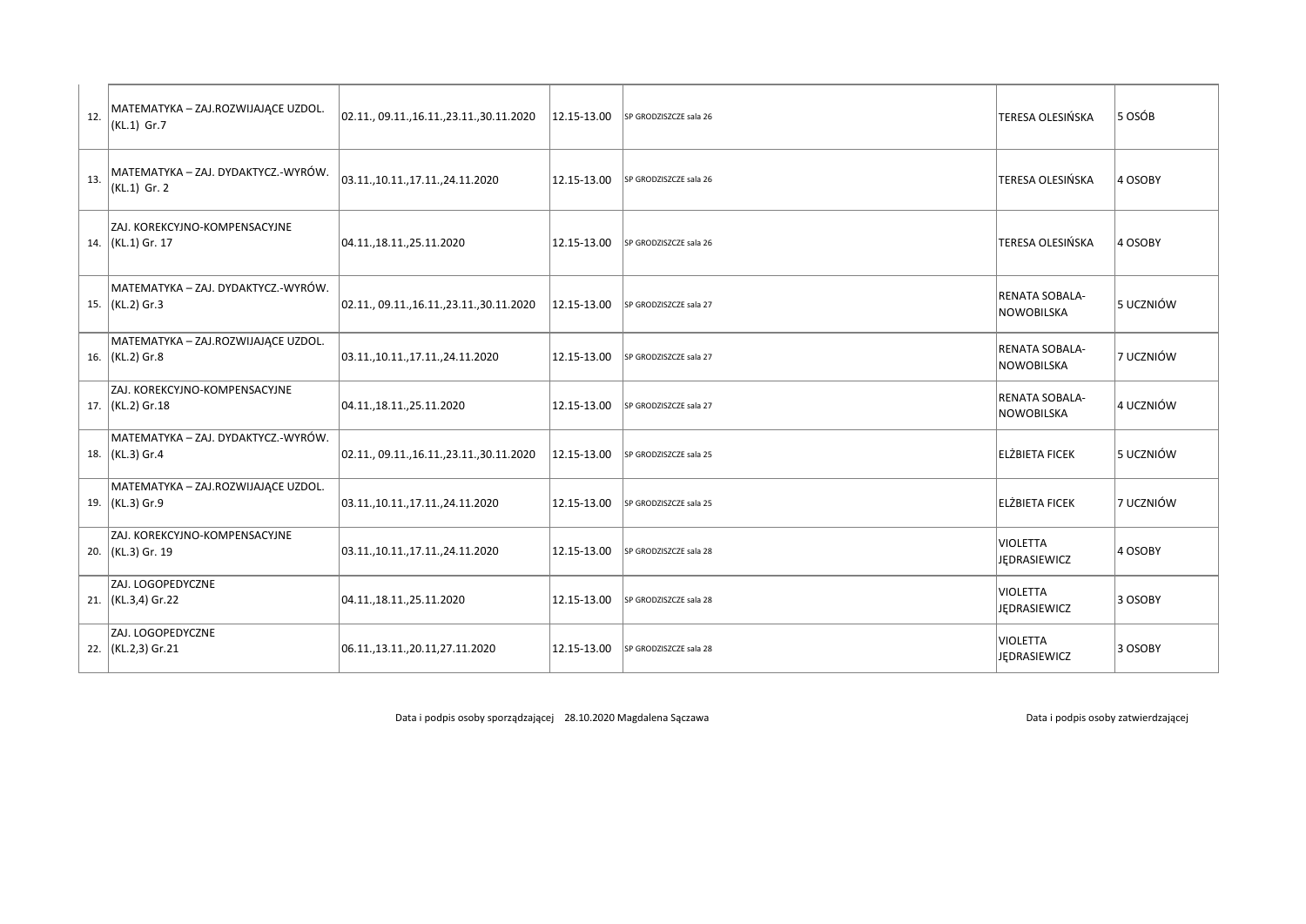| | | | | | | |
|---|---|---|---|---|---|---|
| 12. | MATEMATYKA – ZAJ.ROZWIJAJĄCE UZDOL. (KL.1) Gr.7 | 02.11., 09.11.,16.11.,23.11.,30.11.2020 | 12.15-13.00 | SP GRODZISZCZE sala 26 | TERESA OLESIŃSKA | 5 OSÓB |
| 13. | MATEMATYKA – ZAJ. DYDAKTYCZ.-WYRÓW. (KL.1) Gr. 2 | 03.11.,10.11.,17.11.,24.11.2020 | 12.15-13.00 | SP GRODZISZCZE sala 26 | TERESA OLESIŃSKA | 4 OSOBY |
| 14. | ZAJ. KOREKCYJNO-KOMPENSACYJNE (KL.1) Gr. 17 | 04.11.,18.11.,25.11.2020 | 12.15-13.00 | SP GRODZISZCZE sala 26 | TERESA OLESIŃSKA | 4 OSOBY |
| 15. | MATEMATYKA – ZAJ. DYDAKTYCZ.-WYRÓW. (KL.2) Gr.3 | 02.11., 09.11.,16.11.,23.11.,30.11.2020 | 12.15-13.00 | SP GRODZISZCZE sala 27 | RENATA SOBALA-NOWOBILSKA | 5 UCZNIÓW |
| 16. | MATEMATYKA – ZAJ.ROZWIJAJĄCE UZDOL. (KL.2) Gr.8 | 03.11.,10.11.,17.11.,24.11.2020 | 12.15-13.00 | SP GRODZISZCZE sala 27 | RENATA SOBALA-NOWOBILSKA | 7 UCZNIÓW |
| 17. | ZAJ. KOREKCYJNO-KOMPENSACYJNE (KL.2) Gr.18 | 04.11.,18.11.,25.11.2020 | 12.15-13.00 | SP GRODZISZCZE sala 27 | RENATA SOBALA-NOWOBILSKA | 4 UCZNIÓW |
| 18. | MATEMATYKA – ZAJ. DYDAKTYCZ.-WYRÓW. (KL.3) Gr.4 | 02.11., 09.11.,16.11.,23.11.,30.11.2020 | 12.15-13.00 | SP GRODZISZCZE sala 25 | ELŻBIETA FICEK | 5 UCZNIÓW |
| 19. | MATEMATYKA – ZAJ.ROZWIJAJĄCE UZDOL. (KL.3) Gr.9 | 03.11.,10.11.,17.11.,24.11.2020 | 12.15-13.00 | SP GRODZISZCZE sala 25 | ELŻBIETA FICEK | 7 UCZNIÓW |
| 20. | ZAJ. KOREKCYJNO-KOMPENSACYJNE (KL.3) Gr. 19 | 03.11.,10.11.,17.11.,24.11.2020 | 12.15-13.00 | SP GRODZISZCZE sala 28 | VIOLETTA JĘDRASIEWICZ | 4 OSOBY |
| 21. | ZAJ. LOGOPEDYCZNE (KL.3,4) Gr.22 | 04.11.,18.11.,25.11.2020 | 12.15-13.00 | SP GRODZISZCZE sala 28 | VIOLETTA JĘDRASIEWICZ | 3 OSOBY |
| 22. | ZAJ. LOGOPEDYCZNE (KL.2,3) Gr.21 | 06.11.,13.11.,20.11,27.11.2020 | 12.15-13.00 | SP GRODZISZCZE sala 28 | VIOLETTA JĘDRASIEWICZ | 3 OSOBY |

Data i podpis osoby sporządzającej 28.10.2020 Magdalena Sączawa

Data i podpis osoby zatwierdzającej